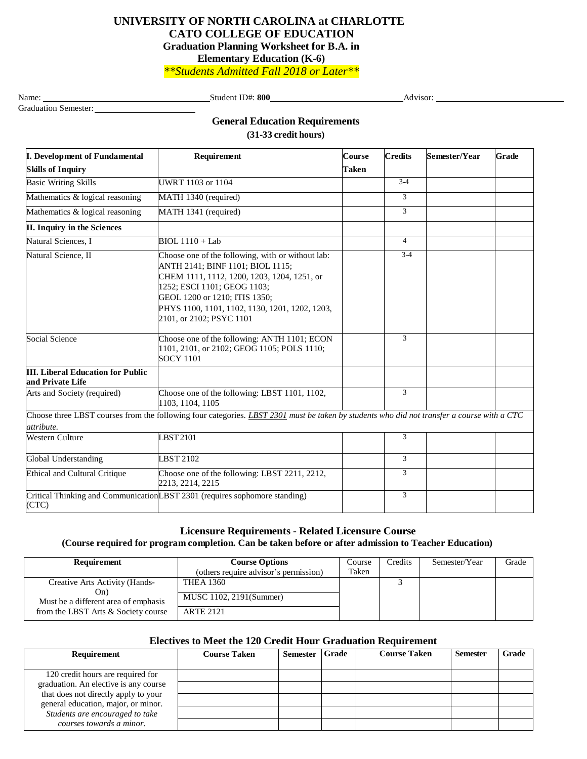# UNIVERSITY OF NORTH CAROLINA at CHARLOTTE
## CATO COLLEGE OF EDUCATION
### Graduation Planning Worksheet for B.A. in Elementary Education (K-6)

***\*\*Students Admitted Fall 2018 or Later\*\****

Name: ____________________ Student ID#: **800**____________________ Advisor: ____________________

Graduation Semester: ____________________

## General Education Requirements

**(31-33 credit hours)**

| I. Development of Fundamental Skills of Inquiry | Requirement | Course Taken | Credits | Semester/Year | Grade |
|---|---|---|---|---|---|
| Basic Writing Skills | UWRT 1103 or 1104 | | 3-4 | | |
| Mathematics & logical reasoning | MATH 1340 (required) | | 3 | | |
| Mathematics & logical reasoning | MATH 1341 (required) | | 3 | | |
| **II. Inquiry in the Sciences** | | | | | |
| Natural Sciences, I | BIOL 1110 + Lab | | 4 | | |
| Natural Science, II | Choose one of the following, with or without lab: ANTH 2141; BINF 1101; BIOL 1115; CHEM 1111, 1112, 1200, 1203, 1204, 1251, or 1252; ESCI 1101; GEOG 1103; GEOL 1200 or 1210; ITIS 1350; PHYS 1100, 1101, 1102, 1130, 1201, 1202, 1203, 2101, or 2102; PSYC 1101 | | 3-4 | | |
| Social Science | Choose one of the following: ANTH 1101; ECON 1101, 2101, or 2102; GEOG 1105; POLS 1110; SOCY 1101 | | 3 | | |
| **III. Liberal Education for Public and Private Life** | | | | | |
| Arts and Society (required) | Choose one of the following: LBST 1101, 1102, 1103, 1104, 1105 | | 3 | | |
| Choose three LBST courses from the following four categories. *LBST 2301 must be taken by students who did not transfer a course with a CTC attribute.* | | | | | |
| Western Culture | LBST 2101 | | 3 | | |
| Global Understanding | LBST 2102 | | 3 | | |
| Ethical and Cultural Critique | Choose one of the following: LBST 2211, 2212, 2213, 2214, 2215 | | 3 | | |
| Critical Thinking and Communication (CTC) | LBST 2301 (requires sophomore standing) | | 3 | | |

## Licensure Requirements - Related Licensure Course

**(Course required for program completion. Can be taken before or after admission to Teacher Education)**

| Requirement | Course Options (others require advisor's permission) | Course Taken | Credits | Semester/Year | Grade |
|---|---|---|---|---|---|
| Creative Arts Activity (Hands-On) Must be a different area of emphasis from the LBST Arts & Society course | THEA 1360 | | 3 | | |
| | MUSC 1102, 2191(Summer) | | | | |
| | ARTE 2121 | | | | |

## Electives to Meet the 120 Credit Hour Graduation Requirement

| Requirement | Course Taken | Semester | Grade | Course Taken | Semester | Grade |
|---|---|---|---|---|---|---|
| 120 credit hours are required for graduation. An elective is any course that does not directly apply to your general education, major, or minor. *Students are encouraged to take courses towards a minor.* | | | | | | |
| | | | | | | |
| | | | | | | |
| | | | | | | |
| | | | | | | |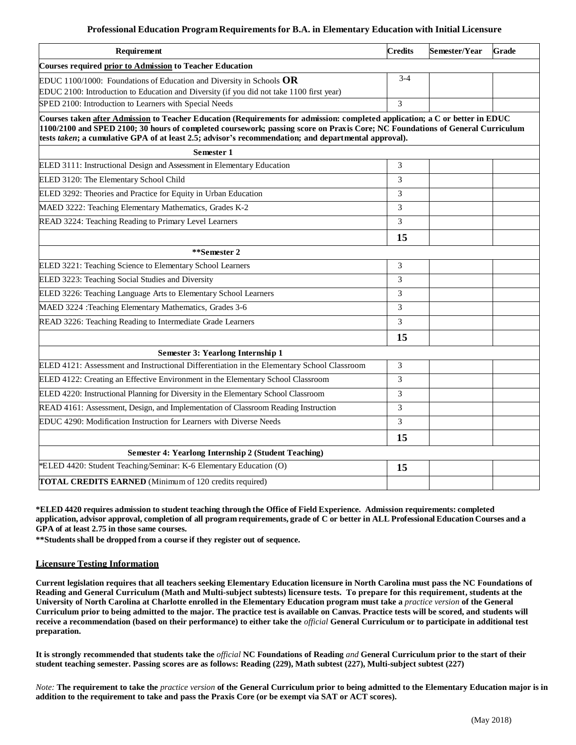### Professional Education Program Requirements for B.A. in Elementary Education with Initial Licensure

| Requirement | Credits | Semester/Year | Grade |
|---|---|---|---|
| **Courses required <u>prior to Admission</u> to Teacher Education** | | | |
| EDUC 1100/1000: Foundations of Education and Diversity in Schools **OR**<br>EDUC 2100: Introduction to Education and Diversity (if you did not take 1100 first year) | 3-4 | | |
| SPED 2100: Introduction to Learners with Special Needs | 3 | | |
| **Courses taken <u>after Admission</u> to Teacher Education (Requirements for admission: completed application; a C or better in EDUC 1100/2100 and SPED 2100; 30 hours of completed coursework; passing score on Praxis Core; NC Foundations of General Curriculum tests *taken*; a cumulative GPA of at least 2.5; advisor's recommendation; and departmental approval).** | | | |
| **Semester 1** | | | |
| ELED 3111: Instructional Design and Assessment in Elementary Education | 3 | | |
| ELED 3120: The Elementary School Child | 3 | | |
| ELED 3292: Theories and Practice for Equity in Urban Education | 3 | | |
| MAED 3222: Teaching Elementary Mathematics, Grades K-2 | 3 | | |
| READ 3224: Teaching Reading to Primary Level Learners | 3 | | |
| | **15** | | |
| **\*\*Semester 2** | | | |
| ELED 3221: Teaching Science to Elementary School Learners | 3 | | |
| ELED 3223: Teaching Social Studies and Diversity | 3 | | |
| ELED 3226: Teaching Language Arts to Elementary School Learners | 3 | | |
| MAED 3224 :Teaching Elementary Mathematics, Grades 3-6 | 3 | | |
| READ 3226: Teaching Reading to Intermediate Grade Learners | 3 | | |
| | **15** | | |
| **Semester 3: Yearlong Internship 1** | | | |
| ELED 4121: Assessment and Instructional Differentiation in the Elementary School Classroom | 3 | | |
| ELED 4122: Creating an Effective Environment in the Elementary School Classroom | 3 | | |
| ELED 4220: Instructional Planning for Diversity in the Elementary School Classroom | 3 | | |
| READ 4161: Assessment, Design, and Implementation of Classroom Reading Instruction | 3 | | |
| EDUC 4290: Modification Instruction for Learners with Diverse Needs | 3 | | |
| | **15** | | |
| **Semester 4: Yearlong Internship 2 (Student Teaching)** | | | |
| *ELED 4420: Student Teaching/Seminar: K-6 Elementary Education (O) | **15** | | |
| **TOTAL CREDITS EARNED** (Minimum of 120 credits required) | | | |

**\*ELED 4420 requires admission to student teaching through the Office of Field Experience. Admission requirements: completed application, advisor approval, completion of all program requirements, grade of C or better in ALL Professional Education Courses and a GPA of at least 2.75 in those same courses.**

**\*\*Students shall be dropped from a course if they register out of sequence.**

## <u>Licensure Testing Information</u>

**Current legislation requires that all teachers seeking Elementary Education licensure in North Carolina must pass the NC Foundations of Reading and General Curriculum (Math and Multi-subject subtests) licensure tests. To prepare for this requirement, students at the University of North Carolina at Charlotte enrolled in the Elementary Education program must take a *practice version* of the General Curriculum prior to being admitted to the major. The practice test is available on Canvas. Practice tests will be scored, and students will receive a recommendation (based on their performance) to either take the *official* General Curriculum or to participate in additional test preparation.**

**It is strongly recommended that students take the *official* NC Foundations of Reading *and* General Curriculum prior to the start of their student teaching semester. Passing scores are as follows: Reading (229), Math subtest (227), Multi-subject subtest (227)**

*Note:* **The requirement to take the *practice version* of the General Curriculum prior to being admitted to the Elementary Education major is in addition to the requirement to take and pass the Praxis Core (or be exempt via SAT or ACT scores).**

(May 2018)